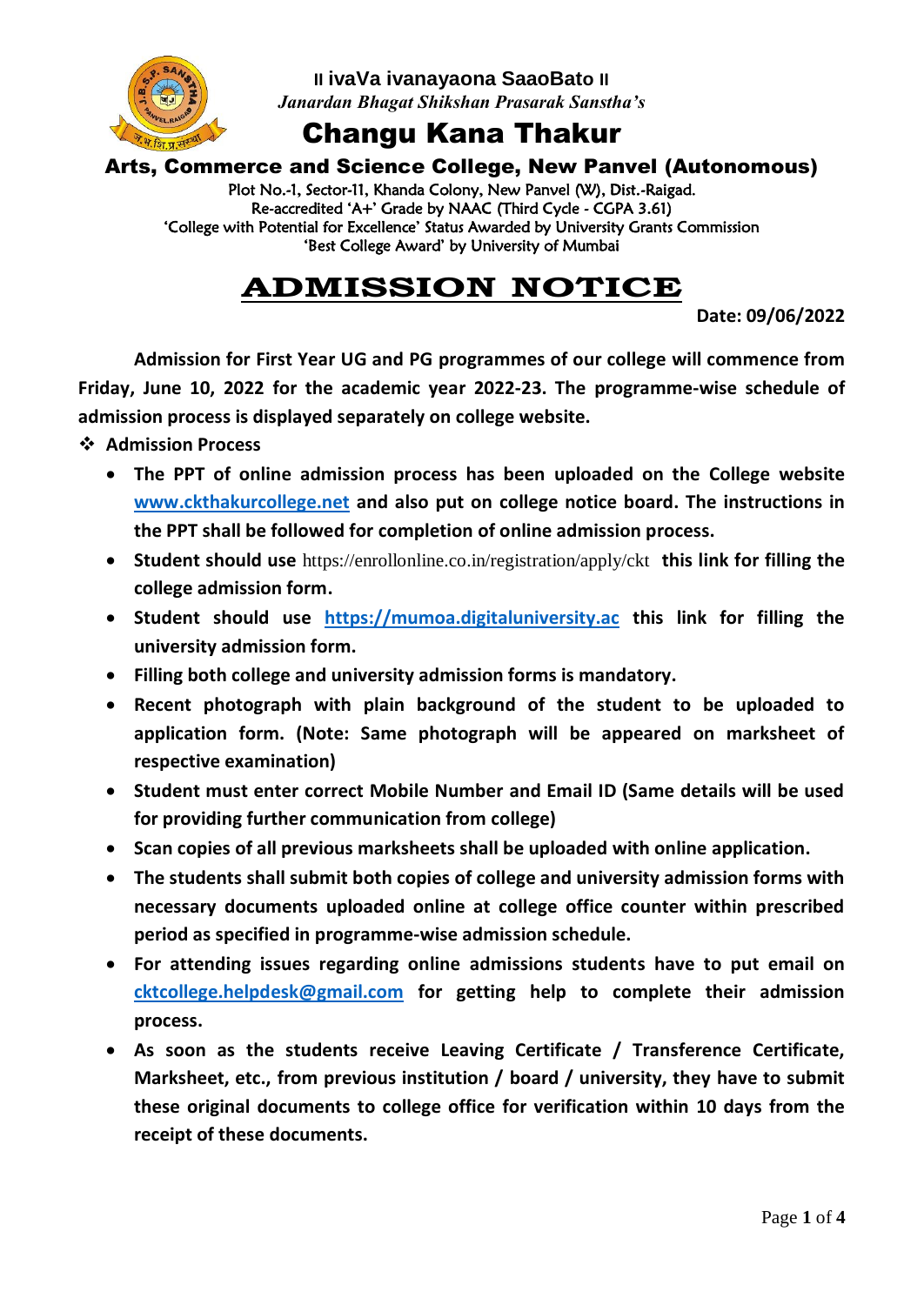II ivaVa ivanayaona SaaoBato II

*Janardan Bhagat Shikshan Prasarak Sanstha's*

# Changu Kana Thakur

## Arts, Commerce and Science College, New Panvel (Autonomous)

Plot No.-1, Sector-11, Khanda Colony, New Panvel (W), Dist.-Raigad.
Re-accredited 'A+' Grade by NAAC (Third Cycle - CGPA 3.61)
'College with Potential for Excellence' Status Awarded by University Grants Commission
'Best College Award' by University of Mumbai

# ADMISSION NOTICE

**Date: 09/06/2022**

**Admission for First Year UG and PG programmes of our college will commence from Friday, June 10, 2022 for the academic year 2022-23. The programme-wise schedule of admission process is displayed separately on college website.**

❖ **Admission Process**

- **The PPT of online admission process has been uploaded on the College website [www.ckthakurcollege.net](http://www.ckthakurcollege.net) and also put on college notice board. The instructions in the PPT shall be followed for completion of online admission process.**
- **Student should use** https://enrollonline.co.in/registration/apply/ckt **this link for filling the college admission form.**
- **Student should use [https://mumoa.digitaluniversity.ac](https://mumoa.digitaluniversity.ac) this link for filling the university admission form.**
- **Filling both college and university admission forms is mandatory.**
- **Recent photograph with plain background of the student to be uploaded to application form. (Note: Same photograph will be appeared on marksheet of respective examination)**
- **Student must enter correct Mobile Number and Email ID (Same details will be used for providing further communication from college)**
- **Scan copies of all previous marksheets shall be uploaded with online application.**
- **The students shall submit both copies of college and university admission forms with necessary documents uploaded online at college office counter within prescribed period as specified in programme-wise admission schedule.**
- **For attending issues regarding online admissions students have to put email on [cktcollege.helpdesk@gmail.com](mailto:cktcollege.helpdesk@gmail.com) for getting help to complete their admission process.**
- **As soon as the students receive Leaving Certificate / Transference Certificate, Marksheet, etc., from previous institution / board / university, they have to submit these original documents to college office for verification within 10 days from the receipt of these documents.**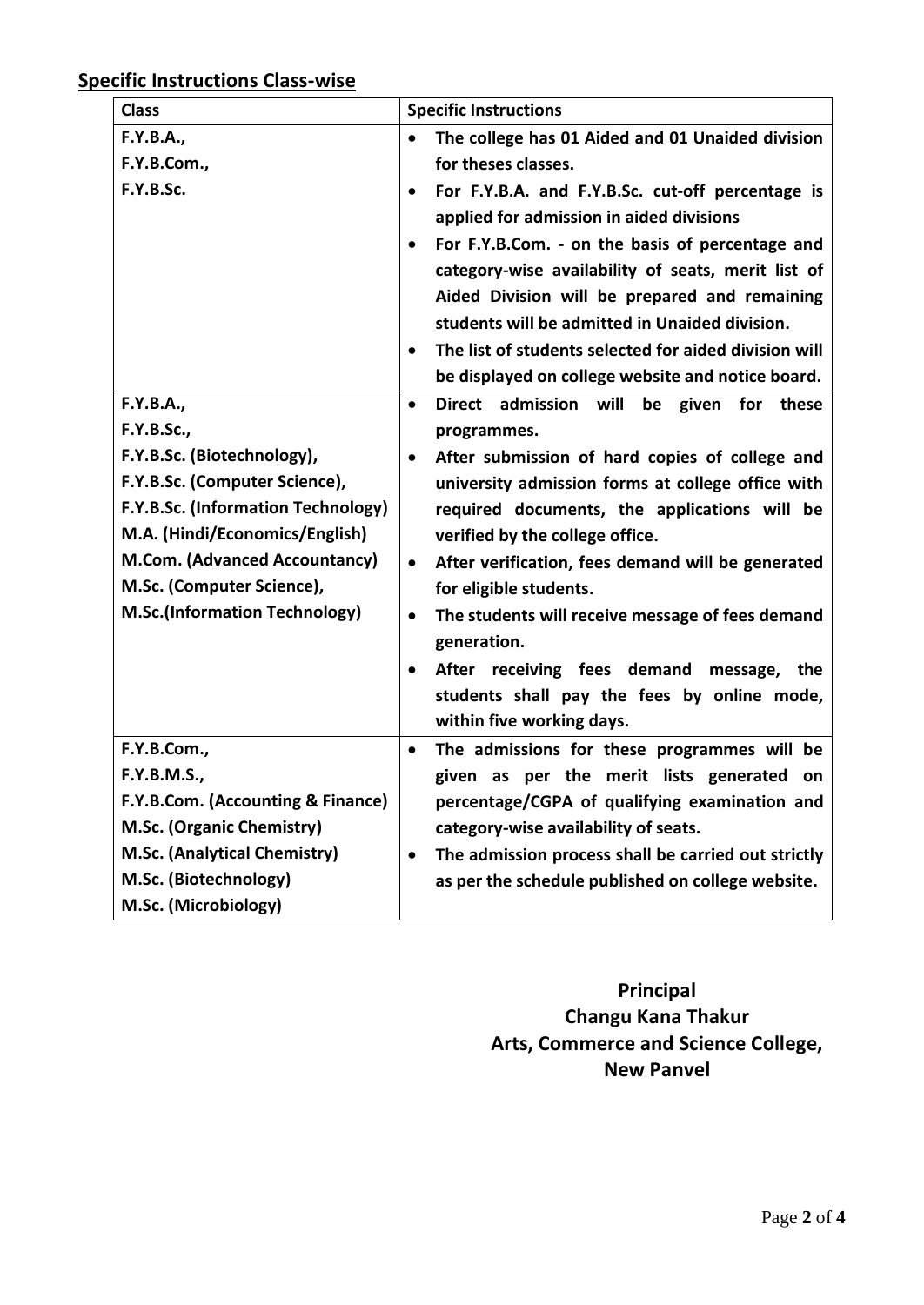## Specific Instructions Class-wise

| Class | Specific Instructions |
|---|---|
| **F.Y.B.A.,**<br>**F.Y.B.Com.,**<br>**F.Y.B.Sc.** | • **The college has 01 Aided and 01 Unaided division for theses classes.**<br>• **For F.Y.B.A. and F.Y.B.Sc. cut-off percentage is applied for admission in aided divisions**<br>• **For F.Y.B.Com. - on the basis of percentage and category-wise availability of seats, merit list of Aided Division will be prepared and remaining students will be admitted in Unaided division.**<br>• **The list of students selected for aided division will be displayed on college website and notice board.** |
| **F.Y.B.A.,**<br>**F.Y.B.Sc.,**<br>**F.Y.B.Sc. (Biotechnology),**<br>**F.Y.B.Sc. (Computer Science),**<br>**F.Y.B.Sc. (Information Technology)**<br>**M.A. (Hindi/Economics/English)**<br>**M.Com. (Advanced Accountancy)**<br>**M.Sc. (Computer Science),**<br>**M.Sc.(Information Technology)** | • **Direct admission will be given for these programmes.**<br>• **After submission of hard copies of college and university admission forms at college office with required documents, the applications will be verified by the college office.**<br>• **After verification, fees demand will be generated for eligible students.**<br>• **The students will receive message of fees demand generation.**<br>• **After receiving fees demand message, the students shall pay the fees by online mode, within five working days.** |
| **F.Y.B.Com.,**<br>**F.Y.B.M.S.,**<br>**F.Y.B.Com. (Accounting & Finance)**<br>**M.Sc. (Organic Chemistry)**<br>**M.Sc. (Analytical Chemistry)**<br>**M.Sc. (Biotechnology)**<br>**M.Sc. (Microbiology)** | • **The admissions for these programmes will be given as per the merit lists generated on percentage/CGPA of qualifying examination and category-wise availability of seats.**<br>• **The admission process shall be carried out strictly as per the schedule published on college website.** |

**Principal**
**Changu Kana Thakur**
**Arts, Commerce and Science College,**
**New Panvel**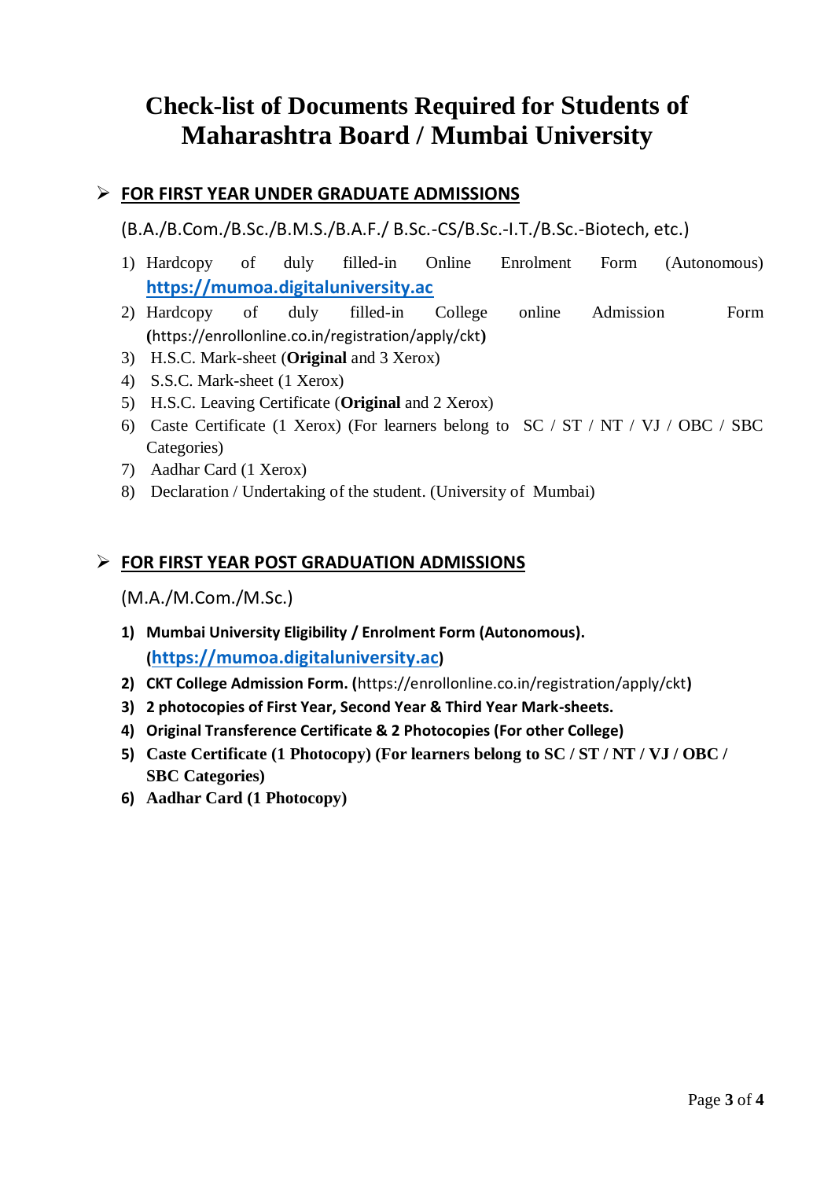# Check-list of Documents Required for Students of Maharashtra Board / Mumbai University

## ➢ <u>FOR FIRST YEAR UNDER GRADUATE ADMISSIONS</u>

(B.A./B.Com./B.Sc./B.M.S./B.A.F./ B.Sc.-CS/B.Sc.-I.T./B.Sc.-Biotech, etc.)

1) Hardcopy of duly filled-in Online Enrolment Form (Autonomous) **https://mumoa.digitaluniversity.ac**
2) Hardcopy of duly filled-in College online Admission Form **(**https://enrollonline.co.in/registration/apply/ckt**)**
3) H.S.C. Mark-sheet (**Original** and 3 Xerox)
4) S.S.C. Mark-sheet (1 Xerox)
5) H.S.C. Leaving Certificate (**Original** and 2 Xerox)
6) Caste Certificate (1 Xerox) (For learners belong to SC / ST / NT / VJ / OBC / SBC Categories)
7) Aadhar Card (1 Xerox)
8) Declaration / Undertaking of the student. (University of Mumbai)

## ➢ <u>FOR FIRST YEAR POST GRADUATION ADMISSIONS</u>

(M.A./M.Com./M.Sc.)

1) **Mumbai University Eligibility / Enrolment Form (Autonomous). (https://mumoa.digitaluniversity.ac)**
2) **CKT College Admission Form. (**https://enrollonline.co.in/registration/apply/ckt**)**
3) **2 photocopies of First Year, Second Year & Third Year Mark-sheets.**
4) **Original Transference Certificate & 2 Photocopies (For other College)**
5) **Caste Certificate (1 Photocopy) (For learners belong to SC / ST / NT / VJ / OBC / SBC Categories)**
6) **Aadhar Card (1 Photocopy)**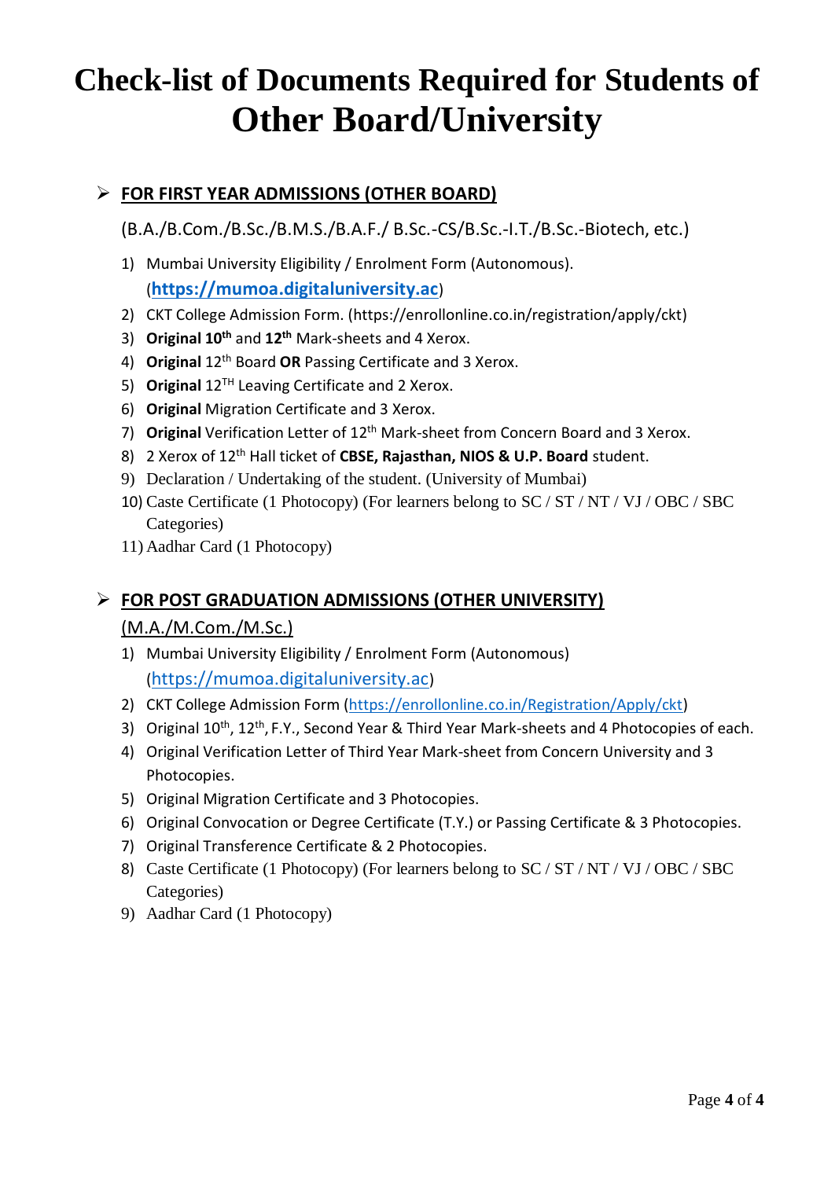# Check-list of Documents Required for Students of Other Board/University

## FOR FIRST YEAR ADMISSIONS (OTHER BOARD)

(B.A./B.Com./B.Sc./B.M.S./B.A.F./ B.Sc.-CS/B.Sc.-I.T./B.Sc.-Biotech, etc.)

1) Mumbai University Eligibility / Enrolment Form (Autonomous). (**https://mumoa.digitaluniversity.ac**)
2) CKT College Admission Form. (https://enrollonline.co.in/registration/apply/ckt)
3) **Original 10th** and **12th** Mark-sheets and 4 Xerox.
4) **Original** 12th Board **OR** Passing Certificate and 3 Xerox.
5) **Original** 12TH Leaving Certificate and 2 Xerox.
6) **Original** Migration Certificate and 3 Xerox.
7) **Original** Verification Letter of 12th Mark-sheet from Concern Board and 3 Xerox.
8) 2 Xerox of 12th Hall ticket of **CBSE, Rajasthan, NIOS & U.P. Board** student.
9) Declaration / Undertaking of the student. (University of Mumbai)
10) Caste Certificate (1 Photocopy) (For learners belong to SC / ST / NT / VJ / OBC / SBC Categories)
11) Aadhar Card (1 Photocopy)

## FOR POST GRADUATION ADMISSIONS (OTHER UNIVERSITY)

(M.A./M.Com./M.Sc.)

1) Mumbai University Eligibility / Enrolment Form (Autonomous) (https://mumoa.digitaluniversity.ac)
2) CKT College Admission Form (https://enrollonline.co.in/Registration/Apply/ckt)
3) Original 10th, 12th, F.Y., Second Year & Third Year Mark-sheets and 4 Photocopies of each.
4) Original Verification Letter of Third Year Mark-sheet from Concern University and 3 Photocopies.
5) Original Migration Certificate and 3 Photocopies.
6) Original Convocation or Degree Certificate (T.Y.) or Passing Certificate & 3 Photocopies.
7) Original Transference Certificate & 2 Photocopies.
8) Caste Certificate (1 Photocopy) (For learners belong to SC / ST / NT / VJ / OBC / SBC Categories)
9) Aadhar Card (1 Photocopy)